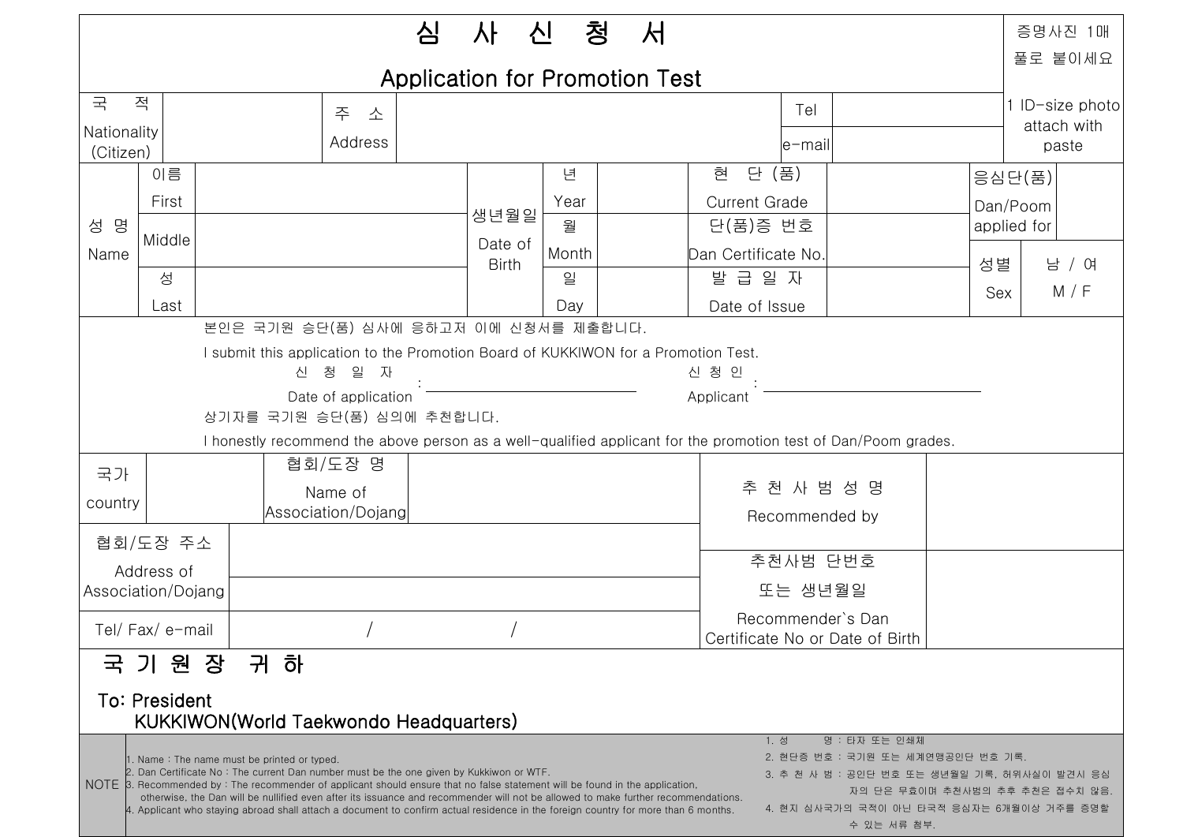# 심 사 신 청 서

## Application for Promotion Test

| 국 적 Nationality (Citizen) | | 주 소 Address | | Tel | | 증명사진 1매 풀로 붙이세요 1 ID-size photo attach with paste |
|---|---|---|---|---|---|---|
| | | | | e-mail | | |

| 성 명 Name | 이름 First | | 생년월일 Date of Birth | 년 Year | | 현 단 (품) Current Grade | | 응심단(품) Dan/Poom applied for | |
|---|---|---|---|---|---|---|---|---|---|
| | Middle | | | 월 Month | | 단(품)증 번호 Dan Certificate No. | | 성별 Sex | 남 / 여 M / F |
| | 성 Last | | | 일 Day | | 발 급 일 자 Date of Issue | | | |

본인은 국기원 승단(품) 심사에 응하고자 이에 신청서를 제출합니다.

I submit this application to the Promotion Board of KUKKIWON for a Promotion Test.

신 청 일 자 Date of application : ____________________ 신 청 인 Applicant : ____________________

상기자를 국기원 승단(품) 심의에 추천합니다.

I honestly recommend the above person as a well-qualified applicant for the promotion test of Dan/Poom grades.

| 국가 country | | 협회/도장 명 Name of Association/Dojang | | 추 천 사 범 성 명 Recommended by | |
|---|---|---|---|---|---|
| 협회/도장 주소 Address of Association/Dojang | | | | 추천사범 단번호 또는 생년월일 Recommender`s Dan Certificate No or Date of Birth | |
| Tel/ Fax/ e-mail | / / | | | | |

## 국 기 원 장 귀 하

**To: President KUKKIWON(World Taekwondo Headquarters)**

**NOTE**

1. Name : The name must be printed or typed.
2. Dan Certificate No : The current Dan number must be the one given by Kukkiwon or WTF.
3. Recommended by : The recommender of applicant should ensure that no false statement will be found in the application, otherwise, the Dan will be nullified even after its issuance and recommender will not be allowed to make further recommendations.
4. Applicant who staying abroad shall attach a document to confirm actual residence in the foreign country for more than 6 months.

1. 성 명 : 타자 또는 인쇄체
2. 현단증 번호 : 국기원 또는 세계연맹공인단 번호 기록.
3. 추 천 사 범 : 공인단 번호 또는 생년월일 기록, 허위사실이 발견시 응심자의 단은 무효이며 추천사범의 추후 추천은 접수치 않음.
4. 현지 심사국가의 국적이 아닌 타국적 응심자는 6개월이상 거주를 증명할 수 있는 서류 첨부.